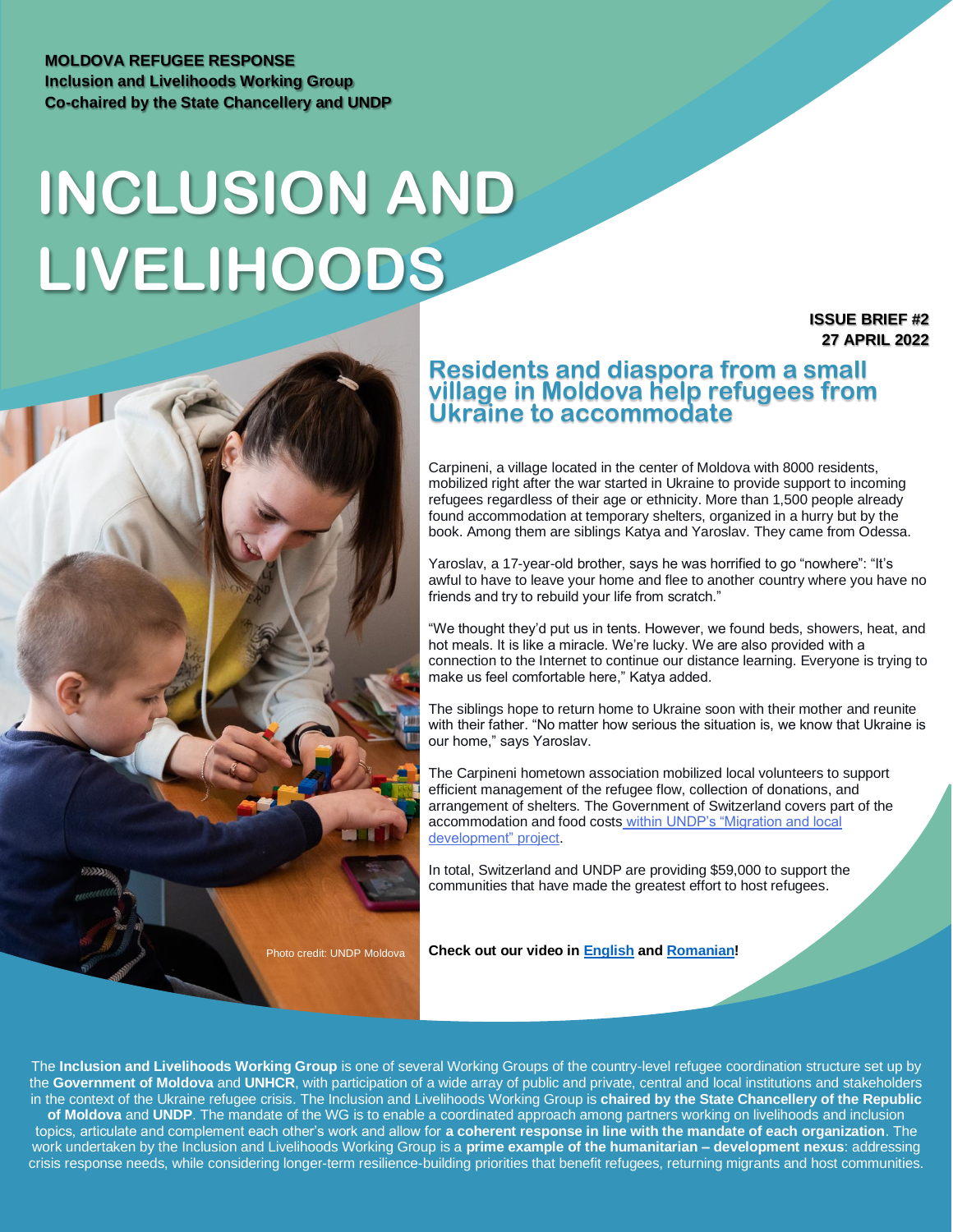**MOLDOVA REFUGEE RESPONSE**
**Inclusion and Livelihoods Working Group**
**Co-chaired by the State Chancellery and UNDP**

# INCLUSION AND LIVELIHOODS

**ISSUE BRIEF #2**
**27 APRIL 2022**

## Residents and diaspora from a small village in Moldova help refugees from Ukraine to accommodate

Carpineni, a village located in the center of Moldova with 8000 residents, mobilized right after the war started in Ukraine to provide support to incoming refugees regardless of their age or ethnicity. More than 1,500 people already found accommodation at temporary shelters, organized in a hurry but by the book. Among them are siblings Katya and Yaroslav. They came from Odessa.

Yaroslav, a 17-year-old brother, says he was horrified to go "nowhere": "It's awful to have to leave your home and flee to another country where you have no friends and try to rebuild your life from scratch."

"We thought they'd put us in tents. However, we found beds, showers, heat, and hot meals. It is like a miracle. We're lucky. We are also provided with a connection to the Internet to continue our distance learning. Everyone is trying to make us feel comfortable here," Katya added.

The siblings hope to return home to Ukraine soon with their mother and reunite with their father. "No matter how serious the situation is, we know that Ukraine is our home," says Yaroslav.

The Carpineni hometown association mobilized local volunteers to support efficient management of the refugee flow, collection of donations, and arrangement of shelters. The Government of Switzerland covers part of the accommodation and food costs within UNDP's "Migration and local development" project.

In total, Switzerland and UNDP are providing $59,000 to support the communities that have made the greatest effort to host refugees.

Photo credit: UNDP Moldova

**Check out our video in English and Romanian!**

The **Inclusion and Livelihoods Working Group** is one of several Working Groups of the country-level refugee coordination structure set up by the **Government of Moldova** and **UNHCR**, with participation of a wide array of public and private, central and local institutions and stakeholders in the context of the Ukraine refugee crisis. The Inclusion and Livelihoods Working Group is **chaired by the State Chancellery of the Republic of Moldova** and **UNDP**. The mandate of the WG is to enable a coordinated approach among partners working on livelihoods and inclusion topics, articulate and complement each other's work and allow for **a coherent response in line with the mandate of each organization**. The work undertaken by the Inclusion and Livelihoods Working Group is a **prime example of the humanitarian – development nexus**: addressing crisis response needs, while considering longer-term resilience-building priorities that benefit refugees, returning migrants and host communities.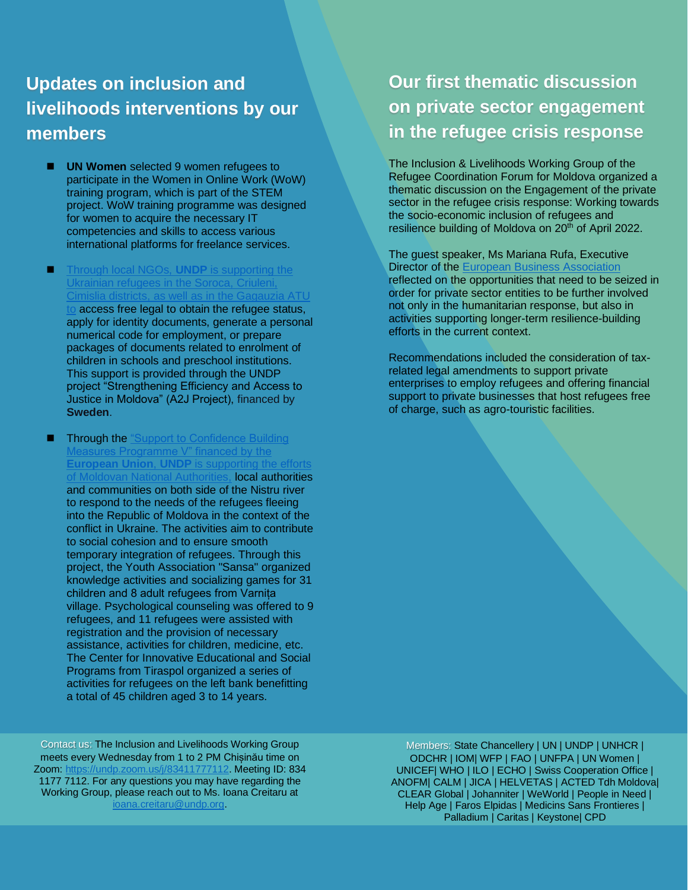## Updates on inclusion and livelihoods interventions by our members

- **UN Women** selected 9 women refugees to participate in the Women in Online Work (WoW) training program, which is part of the STEM project. WoW training programme was designed for women to acquire the necessary IT competencies and skills to access various international platforms for freelance services.
- Through local NGOs, **UNDP** is supporting the Ukrainian refugees in the Soroca, Criuleni, Cimislia districts, as well as in the Gagauzia ATU to access free legal to obtain the refugee status, apply for identity documents, generate a personal numerical code for employment, or prepare packages of documents related to enrolment of children in schools and preschool institutions. This support is provided through the UNDP project "Strengthening Efficiency and Access to Justice in Moldova" (A2J Project), financed by **Sweden**.
- Through the "Support to Confidence Building Measures Programme V" financed by the **European Union**, **UNDP** is supporting the efforts of Moldovan National Authorities, local authorities and communities on both side of the Nistru river to respond to the needs of the refugees fleeing into the Republic of Moldova in the context of the conflict in Ukraine. The activities aim to contribute to social cohesion and to ensure smooth temporary integration of refugees. Through this project, the Youth Association "Sansa" organized knowledge activities and socializing games for 31 children and 8 adult refugees from Varnița village. Psychological counseling was offered to 9 refugees, and 11 refugees were assisted with registration and the provision of necessary assistance, activities for children, medicine, etc. The Center for Innovative Educational and Social Programs from Tiraspol organized a series of activities for refugees on the left bank benefitting a total of 45 children aged 3 to 14 years.

## Our first thematic discussion on private sector engagement in the refugee crisis response

The Inclusion & Livelihoods Working Group of the Refugee Coordination Forum for Moldova organized a thematic discussion on the Engagement of the private sector in the refugee crisis response: Working towards the socio-economic inclusion of refugees and resilience building of Moldova on 20th of April 2022.

The guest speaker, Ms Mariana Rufa, Executive Director of the European Business Association reflected on the opportunities that need to be seized in order for private sector entities to be further involved not only in the humanitarian response, but also in activities supporting longer-term resilience-building efforts in the current context.

Recommendations included the consideration of tax-related legal amendments to support private enterprises to employ refugees and offering financial support to private businesses that host refugees free of charge, such as agro-touristic facilities.

Contact us: The Inclusion and Livelihoods Working Group meets every Wednesday from 1 to 2 PM Chișinău time on Zoom: https://undp.zoom.us/j/83411777112. Meeting ID: 834 1177 7112. For any questions you may have regarding the Working Group, please reach out to Ms. Ioana Creitaru at ioana.creitaru@undp.org.

Members: State Chancellery | UN | UNDP | UNHCR | ODCHR | IOM| WFP | FAO | UNFPA | UN Women | UNICEF| WHO | ILO | ECHO | Swiss Cooperation Office | ANOFM| CALM | JICA | HELVETAS | ACTED Tdh Moldova| CLEAR Global | Johanniter | WeWorld | People in Need | Help Age | Faros Elpidas | Medicins Sans Frontieres | Palladium | Caritas | Keystone| CPD